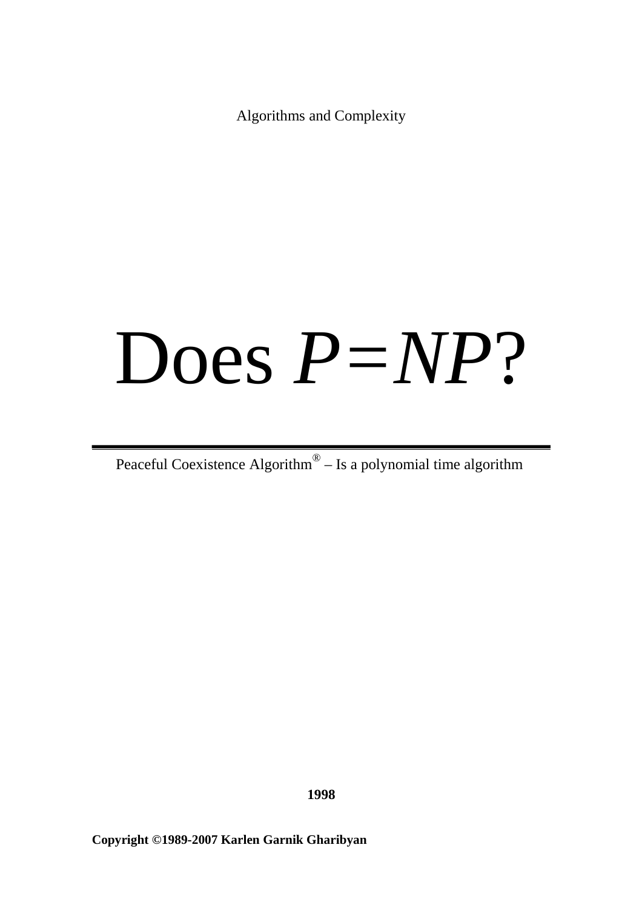Algorithms and Complexity

# Does $P=NP$?

Peaceful Coexistence Algorithm® – Is a polynomial time algorithm

**1998**

**Copyright ©1989-2007 Karlen Garnik Gharibyan**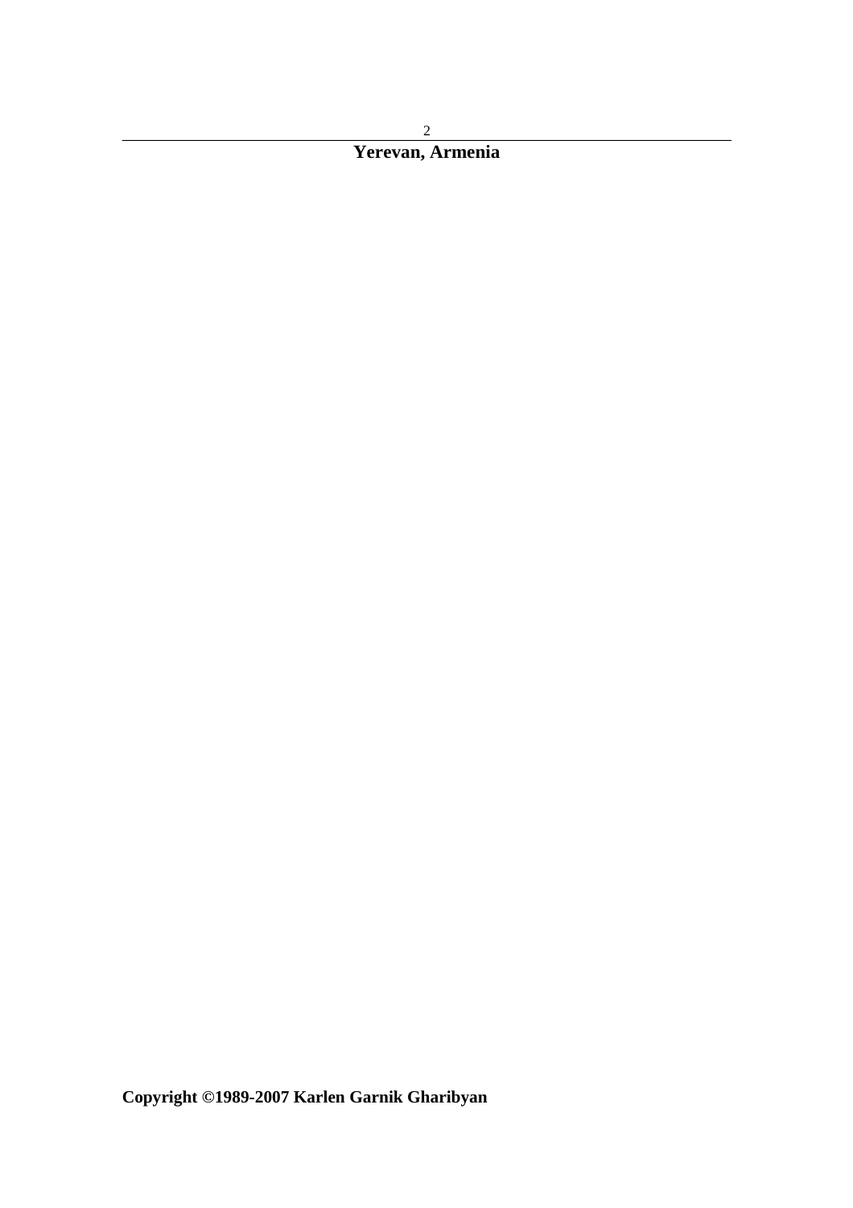**Yerevan, Armenia**

**Copyright ©1989-2007 Karlen Garnik Gharibyan**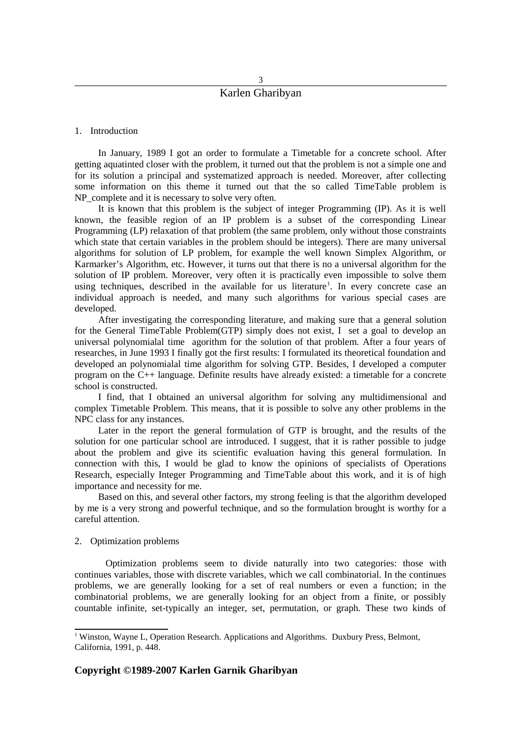## 1. Introduction

In January, 1989 I got an order to formulate a Timetable for a concrete school. After getting aquatinted closer with the problem, it turned out that the problem is not a simple one and for its solution a principal and systematized approach is needed. Moreover, after collecting some information on this theme it turned out that the so called TimeTable problem is NP_complete and it is necessary to solve very often.

It is known that this problem is the subject of integer Programming (IP). As it is well known, the feasible region of an IP problem is a subset of the corresponding Linear Programming (LP) relaxation of that problem (the same problem, only without those constraints which state that certain variables in the problem should be integers). There are many universal algorithms for solution of LP problem, for example the well known Simplex Algorithm, or Karmarker's Algorithm, etc. However, it turns out that there is no a universal algorithm for the solution of IP problem. Moreover, very often it is practically even impossible to solve them using techniques, described in the available for us literature[1]. In every concrete case an individual approach is needed, and many such algorithms for various special cases are developed.

After investigating the corresponding literature, and making sure that a general solution for the General TimeTable Problem(GTP) simply does not exist, I set a goal to develop an universal polynomialal time agorithm for the solution of that problem. After a four years of researches, in June 1993 I finally got the first results: I formulated its theoretical foundation and developed an polynomialal time algorithm for solving GTP. Besides, I developed a computer program on the C++ language. Definite results have already existed: a timetable for a concrete school is constructed.

I find, that I obtained an universal algorithm for solving any multidimensional and complex Timetable Problem. This means, that it is possible to solve any other problems in the NPC class for any instances.

Later in the report the general formulation of GTP is brought, and the results of the solution for one particular school are introduced. I suggest, that it is rather possible to judge about the problem and give its scientific evaluation having this general formulation. In connection with this, I would be glad to know the opinions of specialists of Operations Research, especially Integer Programming and TimeTable about this work, and it is of high importance and necessity for me.

Based on this, and several other factors, my strong feeling is that the algorithm developed by me is a very strong and powerful technique, and so the formulation brought is worthy for a careful attention.

## 2. Optimization problems

Optimization problems seem to divide naturally into two categories: those with continues variables, those with discrete variables, which we call combinatorial. In the continues problems, we are generally looking for a set of real numbers or even a function; in the combinatorial problems, we are generally looking for an object from a finite, or possibly countable infinite, set-typically an integer, set, permutation, or graph. These two kinds of

[1] Winston, Wayne L, Operation Research. Applications and Algorithms. Duxbury Press, Belmont, California, 1991, p. 448.

**Copyright ©1989-2007 Karlen Garnik Gharibyan**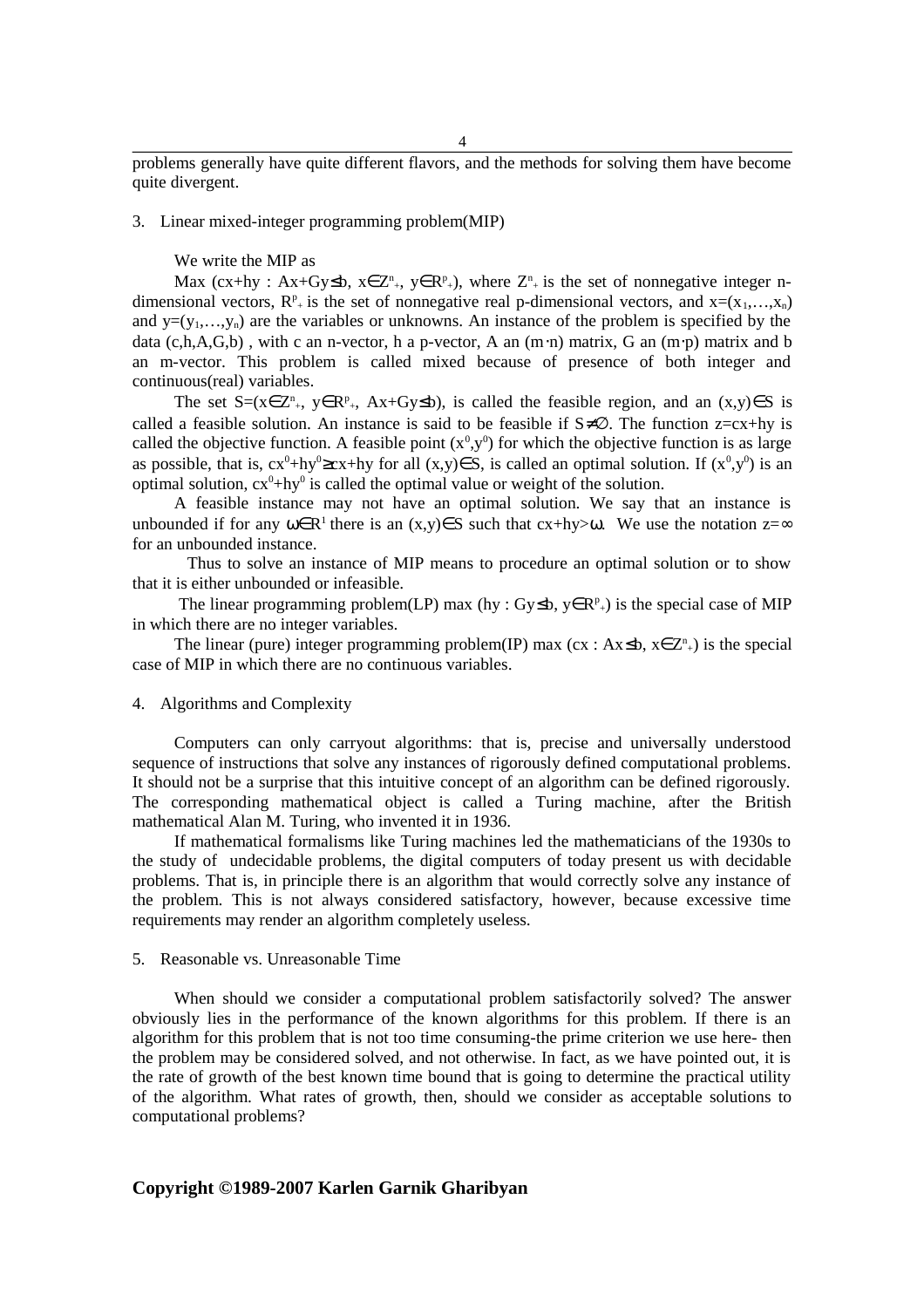problems generally have quite different flavors, and the methods for solving them have become quite divergent.

## 3. Linear mixed-integer programming problem(MIP)

We write the MIP as

Max $(cx+hy : Ax+Gy\leq b, x\in Z^n_+, y\in R^p_+)$, where $Z^n_+$ is the set of nonnegative integer n-dimensional vectors, $R^p_+$ is the set of nonnegative real p-dimensional vectors, and $x=(x_1,\ldots,x_n)$ and $y=(y_1,\ldots,y_n)$ are the variables or unknowns. An instance of the problem is specified by the data $(c,h,A,G,b)$ , with c an n-vector, h a p-vector, A an $(m\cdot n)$ matrix, G an $(m\cdot p)$ matrix and b an m-vector. This problem is called mixed because of presence of both integer and continuous(real) variables.

The set $S=(x\in Z^n_+, y\in R^p_+, Ax+Gy\leq b)$, is called the feasible region, and an $(x,y)\in S$ is called a feasible solution. An instance is said to be feasible if $S\neq\emptyset$. The function $z=cx+hy$ is called the objective function. A feasible point $(x^0,y^0)$ for which the objective function is as large as possible, that is, $cx^0+hy^0\geq cx+hy$ for all $(x,y)\in S$, is called an optimal solution. If $(x^0,y^0)$ is an optimal solution, $cx^0+hy^0$ is called the optimal value or weight of the solution.

A feasible instance may not have an optimal solution. We say that an instance is unbounded if for any $\omega\in R^1$ there is an $(x,y)\in S$ such that $cx+hy>\omega$. We use the notation $z=\infty$ for an unbounded instance.

Thus to solve an instance of MIP means to procedure an optimal solution or to show that it is either unbounded or infeasible.

The linear programming problem(LP) max $(hy : Gy\leq b, y\in R^p_+)$ is the special case of MIP in which there are no integer variables.

The linear (pure) integer programming problem(IP) max $(cx : Ax\leq b, x\in Z^n_+)$ is the special case of MIP in which there are no continuous variables.

## 4. Algorithms and Complexity

Computers can only carryout algorithms: that is, precise and universally understood sequence of instructions that solve any instances of rigorously defined computational problems. It should not be a surprise that this intuitive concept of an algorithm can be defined rigorously. The corresponding mathematical object is called a Turing machine, after the British mathematical Alan M. Turing, who invented it in 1936.

If mathematical formalisms like Turing machines led the mathematicians of the 1930s to the study of undecidable problems, the digital computers of today present us with decidable problems. That is, in principle there is an algorithm that would correctly solve any instance of the problem. This is not always considered satisfactory, however, because excessive time requirements may render an algorithm completely useless.

## 5. Reasonable vs. Unreasonable Time

When should we consider a computational problem satisfactorily solved? The answer obviously lies in the performance of the known algorithms for this problem. If there is an algorithm for this problem that is not too time consuming-the prime criterion we use here- then the problem may be considered solved, and not otherwise. In fact, as we have pointed out, it is the rate of growth of the best known time bound that is going to determine the practical utility of the algorithm. What rates of growth, then, should we consider as acceptable solutions to computational problems?

**Copyright ©1989-2007 Karlen Garnik Gharibyan**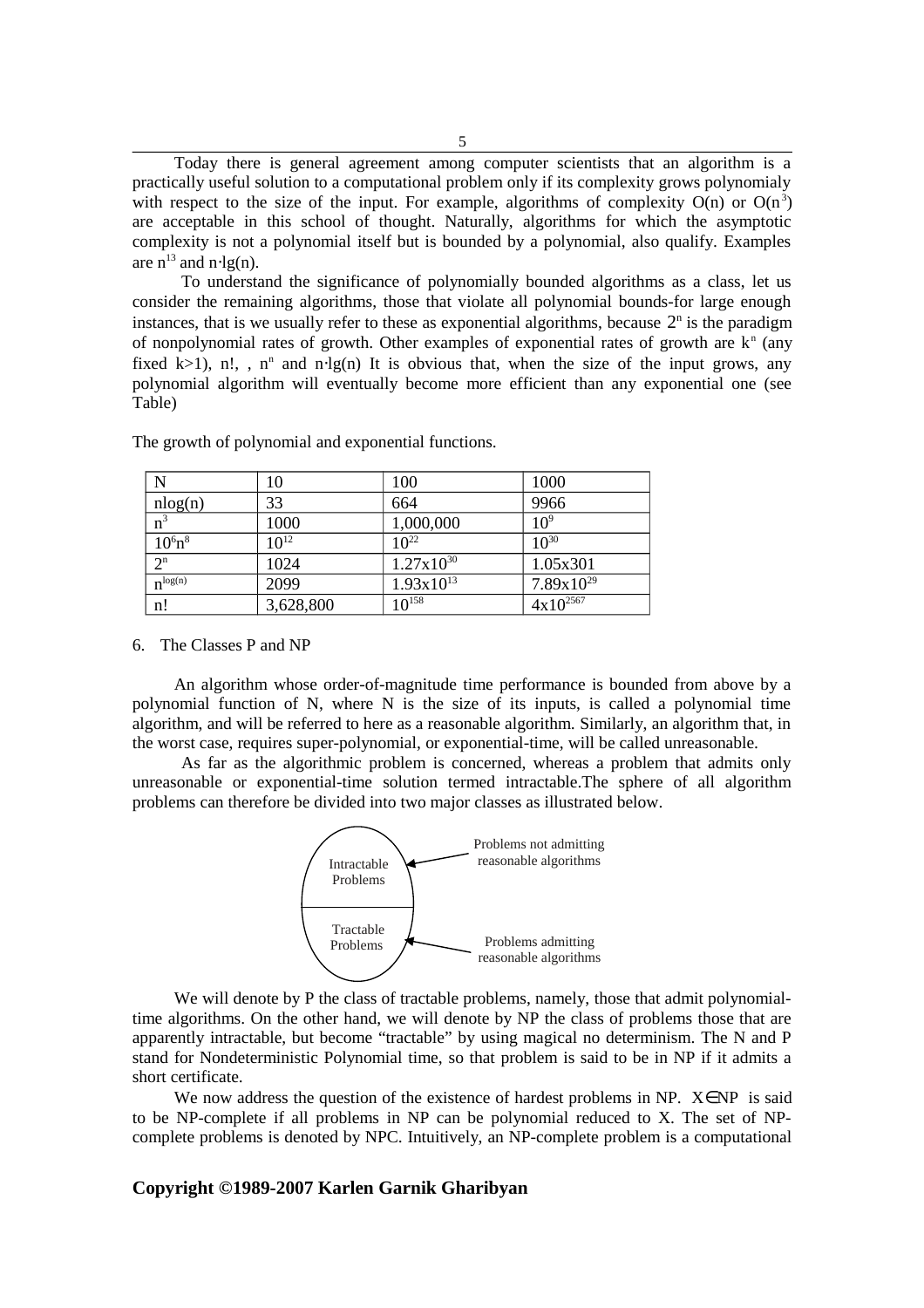Today there is general agreement among computer scientists that an algorithm is a practically useful solution to a computational problem only if its complexity grows polynomialy with respect to the size of the input. For example, algorithms of complexity O(n) or $O(n^3)$ are acceptable in this school of thought. Naturally, algorithms for which the asymptotic complexity is not a polynomial itself but is bounded by a polynomial, also qualify. Examples are $n^{13}$ and n·lg(n).

To understand the significance of polynomially bounded algorithms as a class, let us consider the remaining algorithms, those that violate all polynomial bounds-for large enough instances, that is we usually refer to these as exponential algorithms, because $2^n$ is the paradigm of nonpolynomial rates of growth. Other examples of exponential rates of growth are $k^n$ (any fixed k>1), n!, , $n^n$ and n·lg(n) It is obvious that, when the size of the input grows, any polynomial algorithm will eventually become more efficient than any exponential one (see Table)

The growth of polynomial and exponential functions.

| N | 10 | 100 | 1000 |
|---|---|---|---|
| nlog(n) | 33 | 664 | 9966 |
| $n^3$ | 1000 | 1,000,000 | $10^9$ |
| $10^6n^8$ | $10^{12}$ | $10^{22}$ | $10^{30}$ |
| $2^n$ | 1024 | $1.27x10^{30}$ | 1.05x301 |
| $n^{\log(n)}$ | 2099 | $1.93x10^{13}$ | $7.89x10^{29}$ |
| n! | 3,628,800 | $10^{158}$ | $4x10^{2567}$ |

6. The Classes P and NP

An algorithm whose order-of-magnitude time performance is bounded from above by a polynomial function of N, where N is the size of its inputs, is called a polynomial time algorithm, and will be referred to here as a reasonable algorithm. Similarly, an algorithm that, in the worst case, requires super-polynomial, or exponential-time, will be called unreasonable.

As far as the algorithmic problem is concerned, whereas a problem that admits only unreasonable or exponential-time solution termed intractable.The sphere of all algorithm problems can therefore be divided into two major classes as illustrated below.

Intractable Problems

Problems not admitting reasonable algorithms

Tractable Problems

Problems admitting reasonable algorithms

We will denote by P the class of tractable problems, namely, those that admit polynomial-time algorithms. On the other hand, we will denote by NP the class of problems those that are apparently intractable, but become "tractable" by using magical no determinism. The N and P stand for Nondeterministic Polynomial time, so that problem is said to be in NP if it admits a short certificate.

We now address the question of the existence of hardest problems in NP. $X \in NP$ is said to be NP-complete if all problems in NP can be polynomial reduced to X. The set of NP-complete problems is denoted by NPC. Intuitively, an NP-complete problem is a computational

**Copyright ©1989-2007 Karlen Garnik Gharibyan**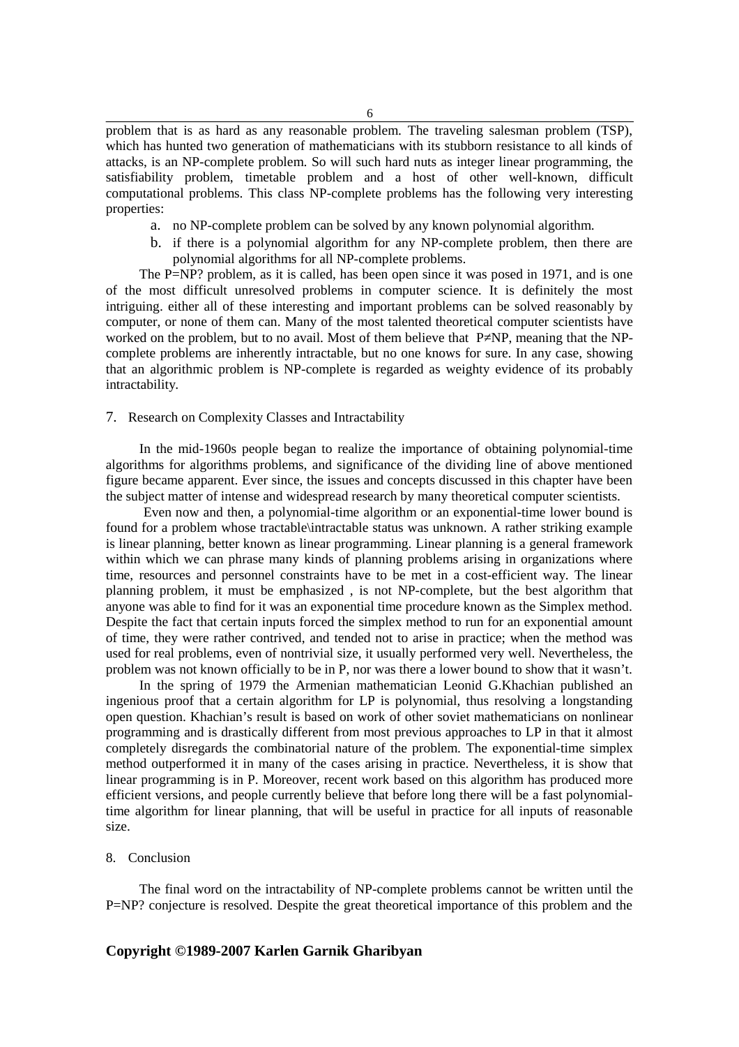problem that is as hard as any reasonable problem. The traveling salesman problem (TSP), which has hunted two generation of mathematicians with its stubborn resistance to all kinds of attacks, is an NP-complete problem. So will such hard nuts as integer linear programming, the satisfiability problem, timetable problem and a host of other well-known, difficult computational problems. This class NP-complete problems has the following very interesting properties:

a. no NP-complete problem can be solved by any known polynomial algorithm.
b. if there is a polynomial algorithm for any NP-complete problem, then there are polynomial algorithms for all NP-complete problems.

The P=NP? problem, as it is called, has been open since it was posed in 1971, and is one of the most difficult unresolved problems in computer science. It is definitely the most intriguing. either all of these interesting and important problems can be solved reasonably by computer, or none of them can. Many of the most talented theoretical computer scientists have worked on the problem, but to no avail. Most of them believe that P≠NP, meaning that the NP-complete problems are inherently intractable, but no one knows for sure. In any case, showing that an algorithmic problem is NP-complete is regarded as weighty evidence of its probably intractability.

## 7. Research on Complexity Classes and Intractability

In the mid-1960s people began to realize the importance of obtaining polynomial-time algorithms for algorithms problems, and significance of the dividing line of above mentioned figure became apparent. Ever since, the issues and concepts discussed in this chapter have been the subject matter of intense and widespread research by many theoretical computer scientists.

Even now and then, a polynomial-time algorithm or an exponential-time lower bound is found for a problem whose tractable\intractable status was unknown. A rather striking example is linear planning, better known as linear programming. Linear planning is a general framework within which we can phrase many kinds of planning problems arising in organizations where time, resources and personnel constraints have to be met in a cost-efficient way. The linear planning problem, it must be emphasized , is not NP-complete, but the best algorithm that anyone was able to find for it was an exponential time procedure known as the Simplex method. Despite the fact that certain inputs forced the simplex method to run for an exponential amount of time, they were rather contrived, and tended not to arise in practice; when the method was used for real problems, even of nontrivial size, it usually performed very well. Nevertheless, the problem was not known officially to be in P, nor was there a lower bound to show that it wasn't.

In the spring of 1979 the Armenian mathematician Leonid G.Khachian published an ingenious proof that a certain algorithm for LP is polynomial, thus resolving a longstanding open question. Khachian's result is based on work of other soviet mathematicians on nonlinear programming and is drastically different from most previous approaches to LP in that it almost completely disregards the combinatorial nature of the problem. The exponential-time simplex method outperformed it in many of the cases arising in practice. Nevertheless, it is show that linear programming is in P. Moreover, recent work based on this algorithm has produced more efficient versions, and people currently believe that before long there will be a fast polynomial-time algorithm for linear planning, that will be useful in practice for all inputs of reasonable size.

## 8. Conclusion

The final word on the intractability of NP-complete problems cannot be written until the P=NP? conjecture is resolved. Despite the great theoretical importance of this problem and the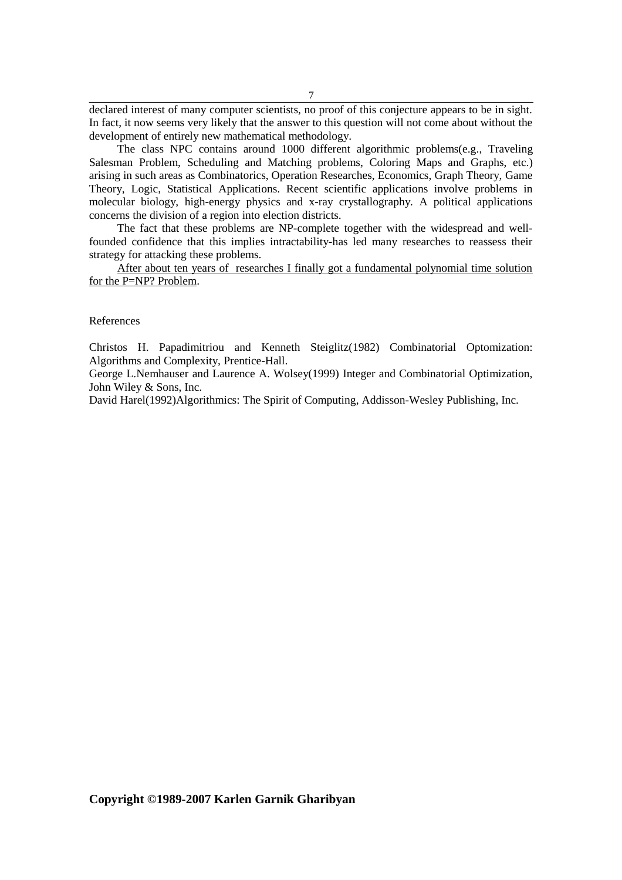declared interest of many computer scientists, no proof of this conjecture appears to be in sight. In fact, it now seems very likely that the answer to this question will not come about without the development of entirely new mathematical methodology.

The class NPC contains around 1000 different algorithmic problems(e.g., Traveling Salesman Problem, Scheduling and Matching problems, Coloring Maps and Graphs, etc.) arising in such areas as Combinatorics, Operation Researches, Economics, Graph Theory, Game Theory, Logic, Statistical Applications. Recent scientific applications involve problems in molecular biology, high-energy physics and x-ray crystallography. A political applications concerns the division of a region into election districts.

The fact that these problems are NP-complete together with the widespread and well-founded confidence that this implies intractability-has led many researches to reassess their strategy for attacking these problems.

<u>After about ten years of researches I finally got a fundamental polynomial time solution for the P=NP? Problem</u>.

References

Christos H. Papadimitriou and Kenneth Steiglitz(1982) Combinatorial Optomization: Algorithms and Complexity, Prentice-Hall.

George L.Nemhauser and Laurence A. Wolsey(1999) Integer and Combinatorial Optimization, John Wiley & Sons, Inc.

David Harel(1992)Algorithmics: The Spirit of Computing, Addisson-Wesley Publishing, Inc.

**Copyright ©1989-2007 Karlen Garnik Gharibyan**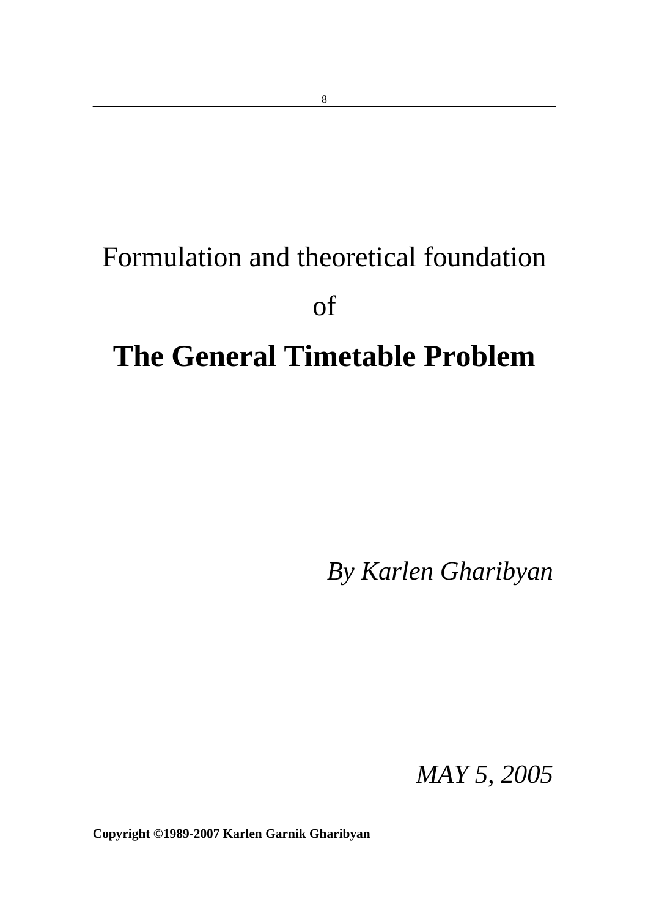Formulation and theoretical foundation

of

# The General Timetable Problem

*By Karlen Gharibyan*

*MAY 5, 2005*

**Copyright ©1989-2007 Karlen Garnik Gharibyan**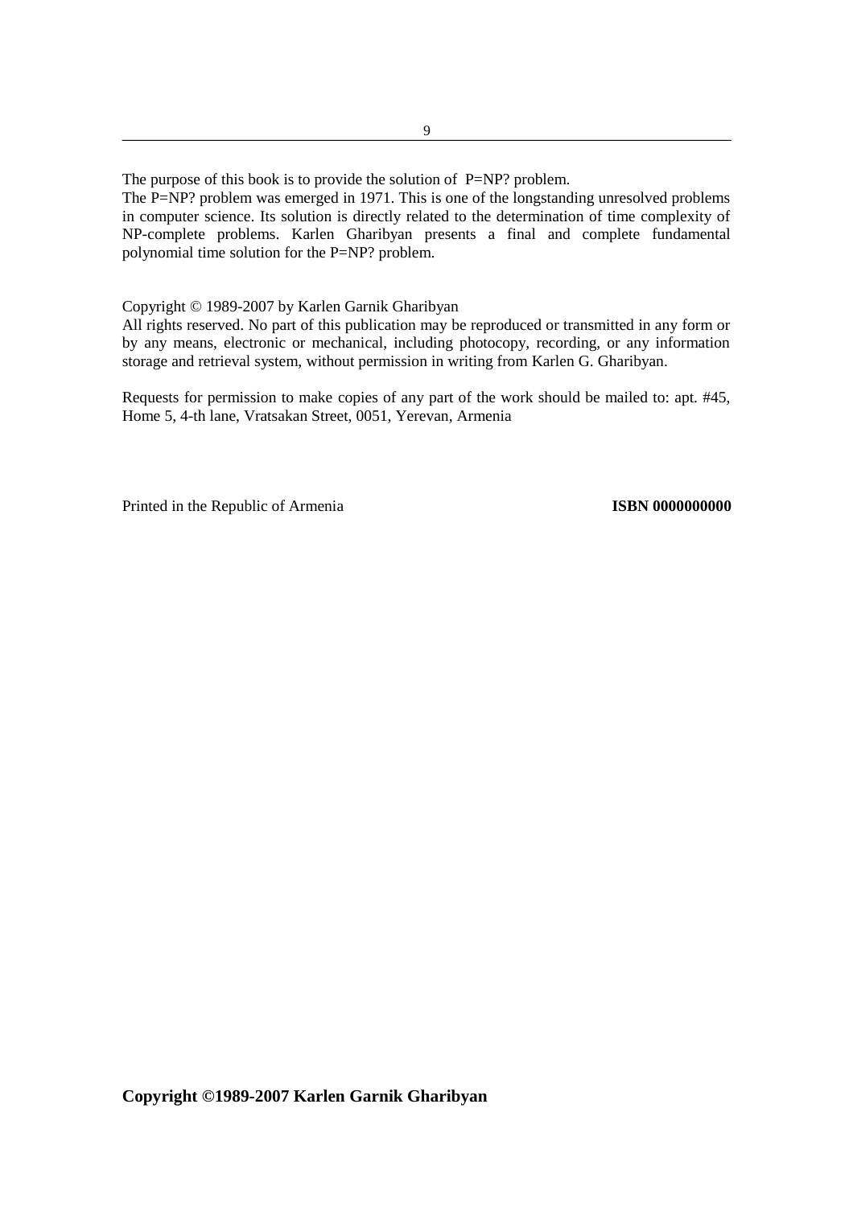The purpose of this book is to provide the solution of P=NP? problem.
The P=NP? problem was emerged in 1971. This is one of the longstanding unresolved problems in computer science. Its solution is directly related to the determination of time complexity of NP-complete problems. Karlen Gharibyan presents a final and complete fundamental polynomial time solution for the P=NP? problem.

Copyright © 1989-2007 by Karlen Garnik Gharibyan
All rights reserved. No part of this publication may be reproduced or transmitted in any form or by any means, electronic or mechanical, including photocopy, recording, or any information storage and retrieval system, without permission in writing from Karlen G. Gharibyan.

Requests for permission to make copies of any part of the work should be mailed to: apt. #45, Home 5, 4-th lane, Vratsakan Street, 0051, Yerevan, Armenia

Printed in the Republic of Armenia **ISBN 0000000000**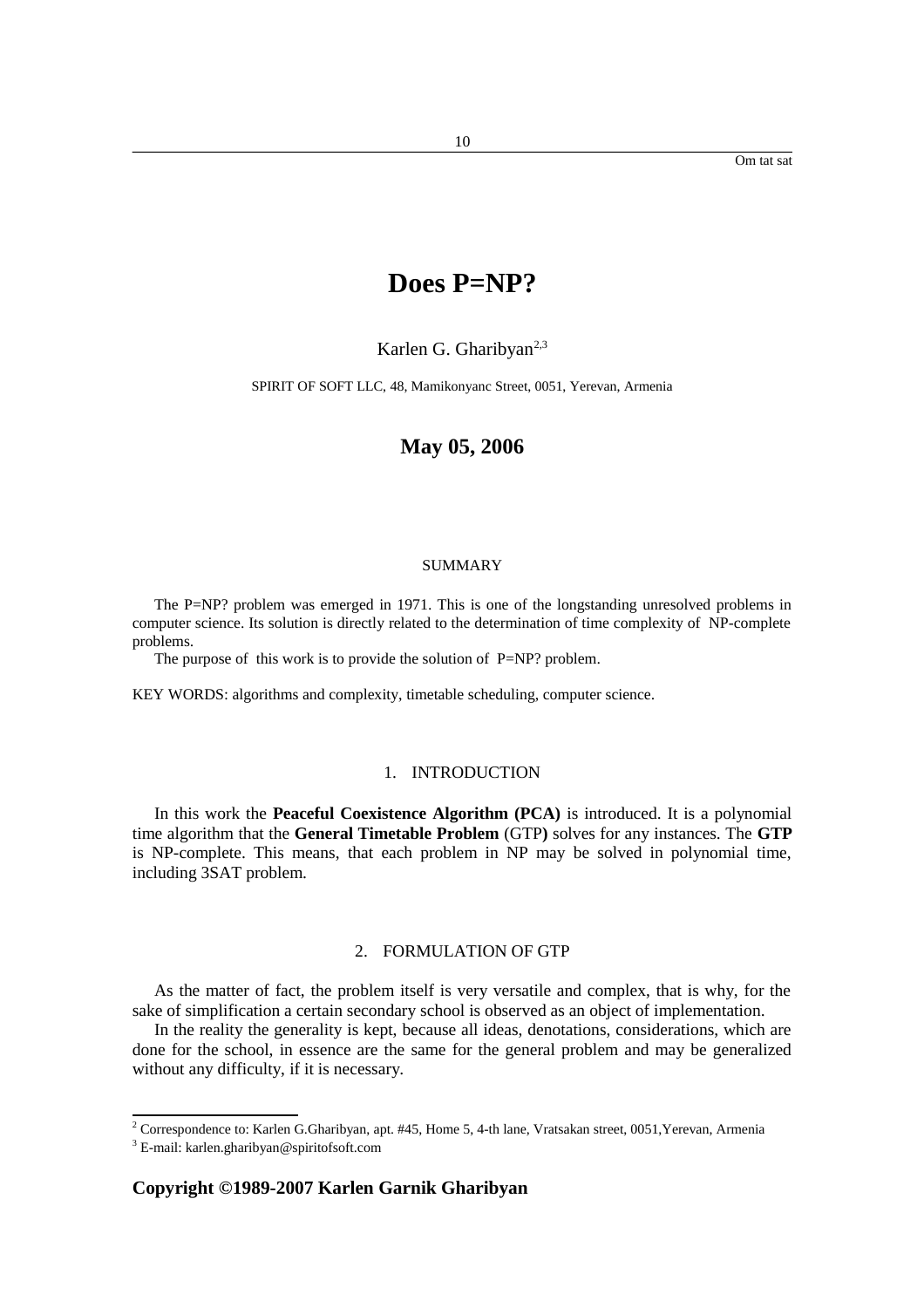Om tat sat

# Does P=NP?

Karlen G. Gharibyan[2,3]

SPIRIT OF SOFT LLC, 48, Mamikonyanc Street, 0051, Yerevan, Armenia

## May 05, 2006

SUMMARY

The P=NP? problem was emerged in 1971. This is one of the longstanding unresolved problems in computer science. Its solution is directly related to the determination of time complexity of NP-complete problems.

The purpose of this work is to provide the solution of P=NP? problem.

KEY WORDS: algorithms and complexity, timetable scheduling, computer science.

## 1. INTRODUCTION

In this work the **Peaceful Coexistence Algorithm (PCA)** is introduced. It is a polynomial time algorithm that the **General Timetable Problem** (GTP**)** solves for any instances. The **GTP** is NP-complete. This means, that each problem in NP may be solved in polynomial time, including 3SAT problem.

## 2. FORMULATION OF GTP

As the matter of fact, the problem itself is very versatile and complex, that is why, for the sake of simplification a certain secondary school is observed as an object of implementation.

In the reality the generality is kept, because all ideas, denotations, considerations, which are done for the school, in essence are the same for the general problem and may be generalized without any difficulty, if it is necessary.

[2] Correspondence to: Karlen G.Gharibyan, apt. #45, Home 5, 4-th lane, Vratsakan street, 0051,Yerevan, Armenia

[3] E-mail: karlen.gharibyan@spiritofsoft.com

**Copyright ©1989-2007 Karlen Garnik Gharibyan**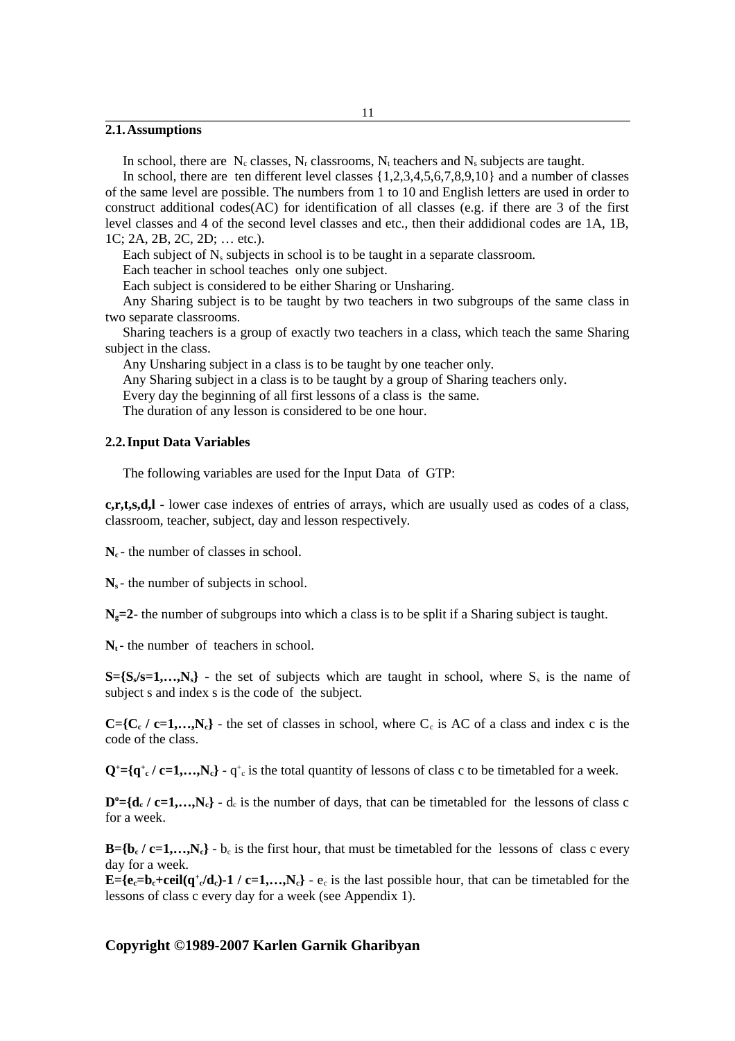## 2.1. Assumptions

In school, there are $N_c$ classes, $N_r$ classrooms, $N_t$ teachers and $N_s$ subjects are taught.

In school, there are ten different level classes {1,2,3,4,5,6,7,8,9,10} and a number of classes of the same level are possible. The numbers from 1 to 10 and English letters are used in order to construct additional codes(AC) for identification of all classes (e.g. if there are 3 of the first level classes and 4 of the second level classes and etc., then their addidional codes are 1A, 1B, 1C; 2A, 2B, 2C, 2D; … etc.).

Each subject of $N_s$ subjects in school is to be taught in a separate classroom.

Each teacher in school teaches only one subject.

Each subject is considered to be either Sharing or Unsharing.

Any Sharing subject is to be taught by two teachers in two subgroups of the same class in two separate classrooms.

Sharing teachers is a group of exactly two teachers in a class, which teach the same Sharing subject in the class.

Any Unsharing subject in a class is to be taught by one teacher only.

Any Sharing subject in a class is to be taught by a group of Sharing teachers only.

Every day the beginning of all first lessons of a class is the same.

The duration of any lesson is considered to be one hour.

## 2.2. Input Data Variables

The following variables are used for the Input Data of GTP:

**c,r,t,s,d,l** - lower case indexes of entries of arrays, which are usually used as codes of a class, classroom, teacher, subject, day and lesson respectively.

$\mathbf{N_c}$ - the number of classes in school.

$\mathbf{N_s}$ - the number of subjects in school.

$\mathbf{N_g=2}$ - the number of subgroups into which a class is to be split if a Sharing subject is taught.

$\mathbf{N_t}$ - the number of teachers in school.

$\mathbf{S=\{S_s/s=1,\ldots,N_s\}}$ - the set of subjects which are taught in school, where $S_s$ is the name of subject s and index s is the code of the subject.

$\mathbf{C=\{C_c\ /\ c=1,\ldots,N_c\}}$ - the set of classes in school, where $C_c$ is AC of a class and index c is the code of the class.

$\mathbf{Q^+=\{q^+_c\ /\ c=1,\ldots,N_c\}}$ - $q^+_c$ is the total quantity of lessons of class c to be timetabled for a week.

$\mathbf{D^o=\{d_c\ /\ c=1,\ldots,N_c\}}$ - $d_c$ is the number of days, that can be timetabled for the lessons of class c for a week.

$\mathbf{B=\{b_c\ /\ c=1,\ldots,N_c\}}$ - $b_c$ is the first hour, that must be timetabled for the lessons of class c every day for a week.

$\mathbf{E=\{e_c=b_c+ceil(q^+_c/d_c)-1\ /\ c=1,\ldots,N_c\}}$ - $e_c$ is the last possible hour, that can be timetabled for the lessons of class c every day for a week (see Appendix 1).

**Copyright ©1989-2007 Karlen Garnik Gharibyan**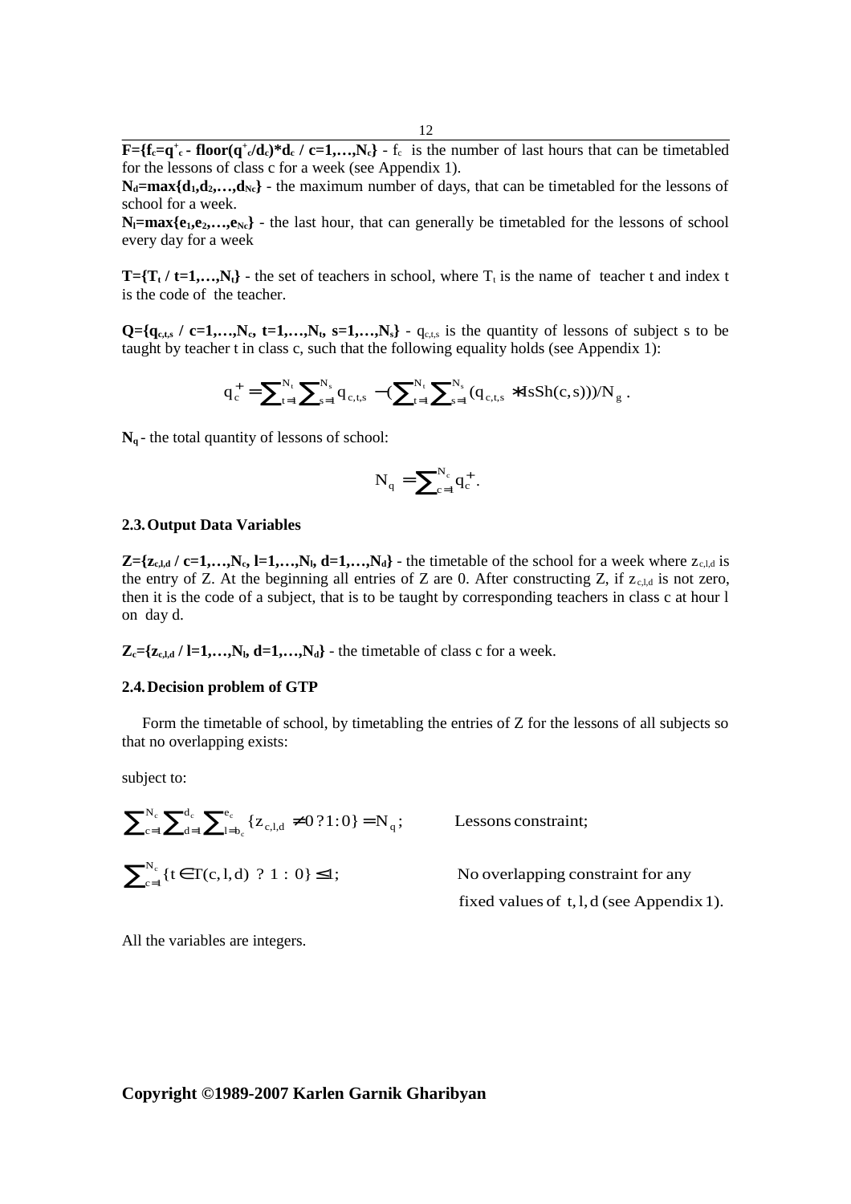**$F=\{f_c=q^+_c$ - floor$(q^+_c/d_c)*d_c$ / $c=1,\ldots,N_c\}$** - $f_c$ is the number of last hours that can be timetabled for the lessons of class c for a week (see Appendix 1).

**$N_d=\max\{d_1,d_2,\ldots,d_{Nc}\}$** - the maximum number of days, that can be timetabled for the lessons of school for a week.

**$N_l=\max\{e_1,e_2,\ldots,e_{Nc}\}$** - the last hour, that can generally be timetabled for the lessons of school every day for a week

**$T=\{T_t$ / $t=1,\ldots,N_t\}$** - the set of teachers in school, where $T_t$ is the name of teacher t and index t is the code of the teacher.

**$Q=\{q_{c,t,s}$ / $c=1,\ldots,N_c$, $t=1,\ldots,N_t$, $s=1,\ldots,N_s\}$** - $q_{c,t,s}$ is the quantity of lessons of subject s to be taught by teacher t in class c, such that the following equality holds (see Appendix 1):

$$q_c^+ = \sum_{t=1}^{N_t} \sum_{s=1}^{N_s} q_{c,t,s} - \left(\sum_{t=1}^{N_t} \sum_{s=1}^{N_s} (q_{c,t,s} * \text{IsSh}(c,s))\right)/N_g \,.$$

**$N_q$** - the total quantity of lessons of school:

$$N_q = \sum_{c=1}^{N_c} q_c^+ .$$

## 2.3. Output Data Variables

**$Z=\{z_{c,l,d}$ / $c=1,\ldots,N_c$, $l=1,\ldots,N_l$, $d=1,\ldots,N_d\}$** - the timetable of the school for a week where $z_{c,l,d}$ is the entry of Z. At the beginning all entries of Z are 0. After constructing Z, if $z_{c,l,d}$ is not zero, then it is the code of a subject, that is to be taught by corresponding teachers in class c at hour l on day d.

**$Z_c=\{z_{c,l,d}$ / $l=1,\ldots,N_l$, $d=1,\ldots,N_d\}$** - the timetable of class c for a week.

## 2.4. Decision problem of GTP

Form the timetable of school, by timetabling the entries of Z for the lessons of all subjects so that no overlapping exists:

subject to:

$$\sum_{c=1}^{N_c} \sum_{d=1}^{d_c} \sum_{l=b_c}^{e_c} \{z_{c,l,d} \neq 0\,?\,1:0\} = N_q; \qquad \text{Lessons constraint;}$$

$$\sum_{c=1}^{N_c} \{t \in \Gamma(c,l,d)\ ?\ 1 : 0\} \leq 1; \qquad \text{No overlapping constraint for any fixed values of } t,l,d \text{ (see Appendix 1).}$$

All the variables are integers.

**Copyright ©1989-2007 Karlen Garnik Gharibyan**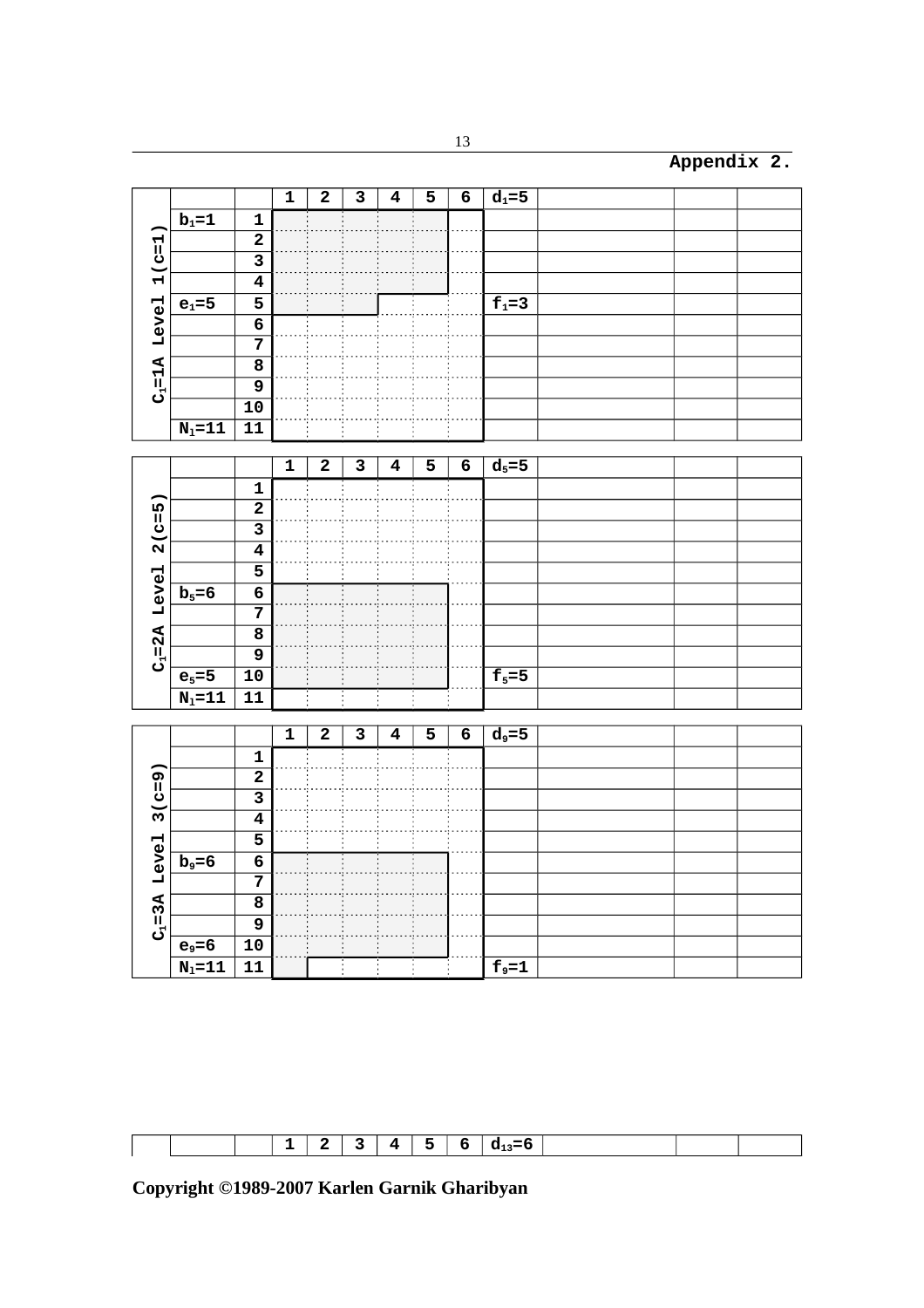**Appendix 2.**

| | | | 1 | 2 | 3 | 4 | 5 | 6 | $d_1$=5 | | | |
|---|---|---|---|---|---|---|---|---|---|---|---|---|
| $C_1$=1A Level 1(c=1) | $b_1$=1 | 1 | | | | | | | | | | |
| | | 2 | | | | | | | | | | |
| | | 3 | | | | | | | | | | |
| | | 4 | | | | | | | | | | |
| | $e_1$=5 | 5 | | | | | | | $f_1$=3 | | | |
| | | 6 | | | | | | | | | | |
| | | 7 | | | | | | | | | | |
| | | 8 | | | | | | | | | | |
| | | 9 | | | | | | | | | | |
| | | 10 | | | | | | | | | | |
| | $N_l$=11 | 11 | | | | | | | | | | |

| | | | 1 | 2 | 3 | 4 | 5 | 6 | $d_5$=5 | | | |
|---|---|---|---|---|---|---|---|---|---|---|---|---|
| $C_1$=2A Level 2(c=5) | | 1 | | | | | | | | | | |
| | | 2 | | | | | | | | | | |
| | | 3 | | | | | | | | | | |
| | | 4 | | | | | | | | | | |
| | | 5 | | | | | | | | | | |
| | $b_5$=6 | 6 | | | | | | | | | | |
| | | 7 | | | | | | | | | | |
| | | 8 | | | | | | | | | | |
| | | 9 | | | | | | | | | | |
| | $e_5$=5 | 10 | | | | | | | $f_5$=5 | | | |
| | $N_l$=11 | 11 | | | | | | | | | | |

| | | | 1 | 2 | 3 | 4 | 5 | 6 | $d_9$=5 | | | |
|---|---|---|---|---|---|---|---|---|---|---|---|---|
| $C_1$=3A Level 3(c=9) | | 1 | | | | | | | | | | |
| | | 2 | | | | | | | | | | |
| | | 3 | | | | | | | | | | |
| | | 4 | | | | | | | | | | |
| | | 5 | | | | | | | | | | |
| | $b_9$=6 | 6 | | | | | | | | | | |
| | | 7 | | | | | | | | | | |
| | | 8 | | | | | | | | | | |
| | | 9 | | | | | | | | | | |
| | $e_9$=6 | 10 | | | | | | | | | | |
| | $N_l$=11 | 11 | | | | | | | $f_9$=1 | | | |

| | | | 1 | 2 | 3 | 4 | 5 | 6 | $d_{13}$=6 | | | |
|---|---|---|---|---|---|---|---|---|---|---|---|---|

**Copyright ©1989-2007 Karlen Garnik Gharibyan**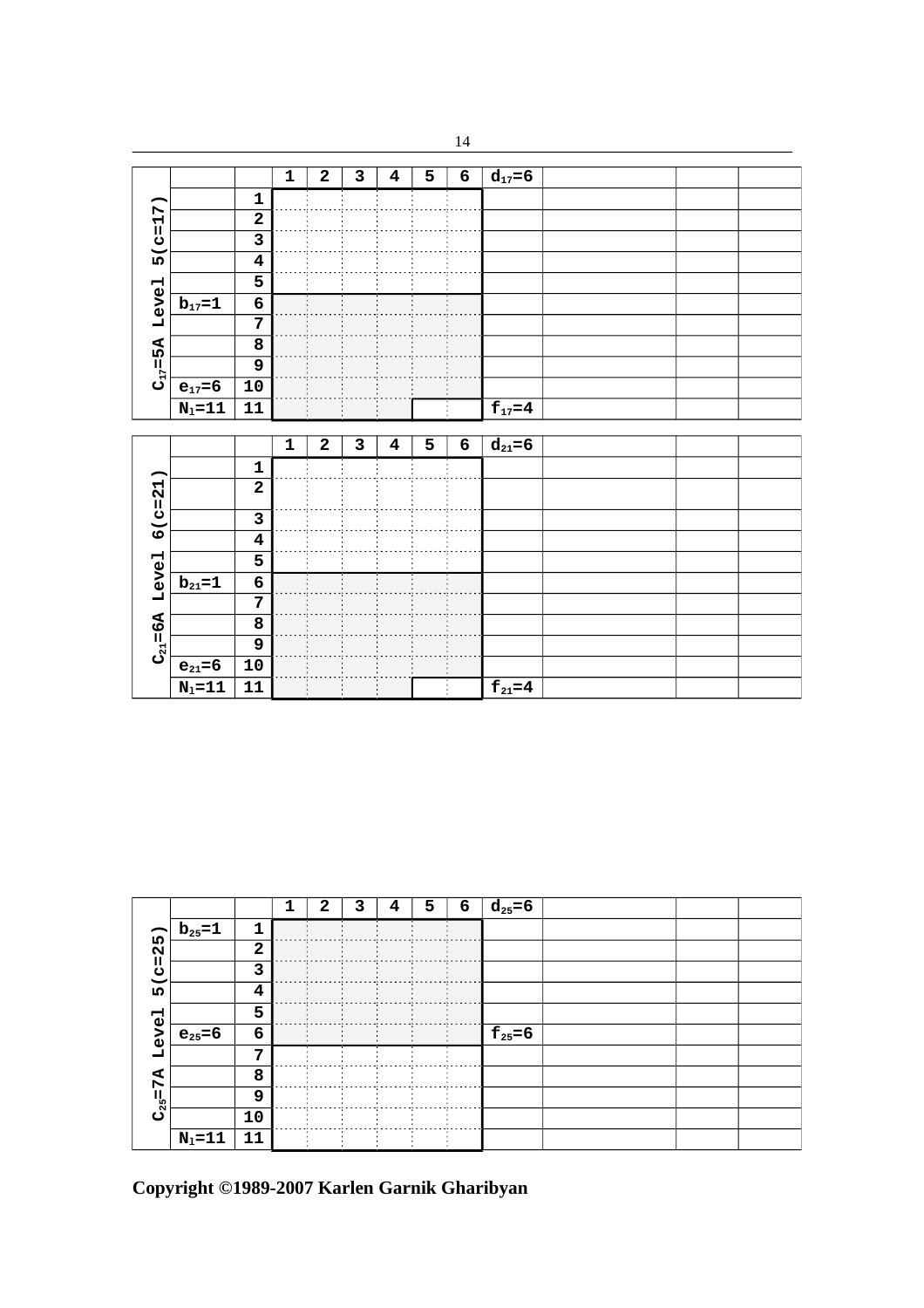| $C_{17}$=5A Level 5(c=17) | | | 1 | 2 | 3 | 4 | 5 | 6 | $d_{17}$=6 | | | |
|---|---|---|---|---|---|---|---|---|---|---|---|---|
| | | 1 | | | | | | | | | | |
| | | 2 | | | | | | | | | | |
| | | 3 | | | | | | | | | | |
| | | 4 | | | | | | | | | | |
| | | 5 | | | | | | | | | | |
| | $b_{17}$=1 | 6 | | | | | | | | | | |
| | | 7 | | | | | | | | | | |
| | | 8 | | | | | | | | | | |
| | | 9 | | | | | | | | | | |
| | $e_{17}$=6 | 10 | | | | | | | | | | |
| | $N_1$=11 | 11 | | | | | | | $f_{17}$=4 | | | |

| $C_{21}$=6A Level 6(c=21) | | | 1 | 2 | 3 | 4 | 5 | 6 | $d_{21}$=6 | | | |
|---|---|---|---|---|---|---|---|---|---|---|---|---|
| | | 1 | | | | | | | | | | |
| | | 2 | | | | | | | | | | |
| | | 3 | | | | | | | | | | |
| | | 4 | | | | | | | | | | |
| | | 5 | | | | | | | | | | |
| | $b_{21}$=1 | 6 | | | | | | | | | | |
| | | 7 | | | | | | | | | | |
| | | 8 | | | | | | | | | | |
| | | 9 | | | | | | | | | | |
| | $e_{21}$=6 | 10 | | | | | | | | | | |
| | $N_1$=11 | 11 | | | | | | | $f_{21}$=4 | | | |

| $C_{25}$=7A Level 5(c=25) | | | 1 | 2 | 3 | 4 | 5 | 6 | $d_{25}$=6 | | | |
|---|---|---|---|---|---|---|---|---|---|---|---|---|
| | $b_{25}$=1 | 1 | | | | | | | | | | |
| | | 2 | | | | | | | | | | |
| | | 3 | | | | | | | | | | |
| | | 4 | | | | | | | | | | |
| | | 5 | | | | | | | | | | |
| | $e_{25}$=6 | 6 | | | | | | | $f_{25}$=6 | | | |
| | | 7 | | | | | | | | | | |
| | | 8 | | | | | | | | | | |
| | | 9 | | | | | | | | | | |
| | | 10 | | | | | | | | | | |
| | $N_1$=11 | 11 | | | | | | | | | | |

**Copyright ©1989-2007 Karlen Garnik Gharibyan**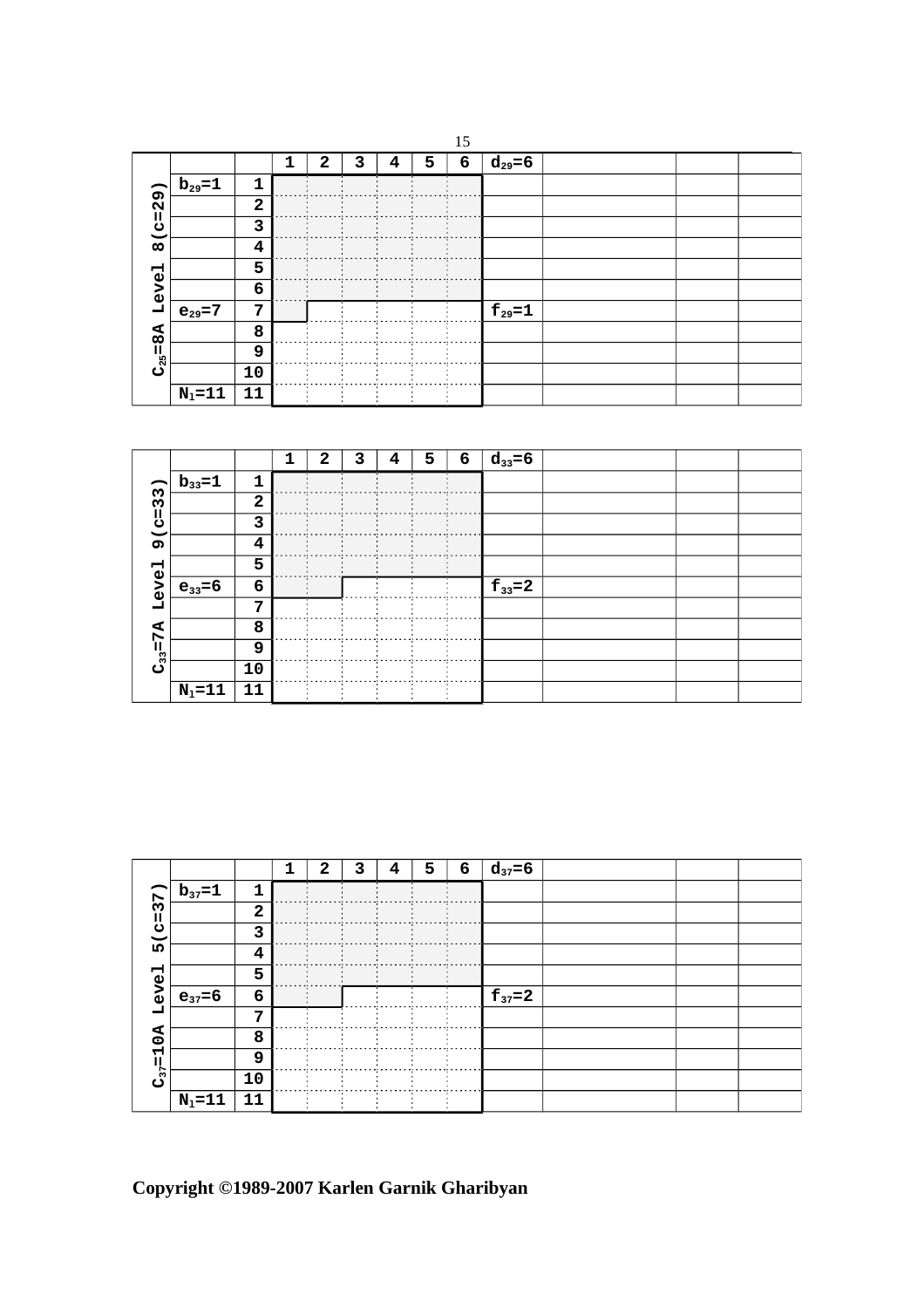| | | | 1 | 2 | 3 | 4 | 5 | 6 | $d_{29}$=6 | | | |
|---|---|---|---|---|---|---|---|---|---|---|---|---|
| $C_{25}$=8A Level 8(c=29) | $b_{29}$=1 | 1 | | | | | | | | | | |
| | | 2 | | | | | | | | | | |
| | | 3 | | | | | | | | | | |
| | | 4 | | | | | | | | | | |
| | | 5 | | | | | | | | | | |
| | | 6 | | | | | | | | | | |
| | $e_{29}$=7 | 7 | | | | | | | $f_{29}$=1 | | | |
| | | 8 | | | | | | | | | | |
| | | 9 | | | | | | | | | | |
| | | 10 | | | | | | | | | | |
| | $N_1$=11 | 11 | | | | | | | | | | |

| | | | 1 | 2 | 3 | 4 | 5 | 6 | $d_{33}$=6 | | | |
|---|---|---|---|---|---|---|---|---|---|---|---|---|
| $C_{33}$=7A Level 9(c=33) | $b_{33}$=1 | 1 | | | | | | | | | | |
| | | 2 | | | | | | | | | | |
| | | 3 | | | | | | | | | | |
| | | 4 | | | | | | | | | | |
| | | 5 | | | | | | | | | | |
| | $e_{33}$=6 | 6 | | | | | | | $f_{33}$=2 | | | |
| | | 7 | | | | | | | | | | |
| | | 8 | | | | | | | | | | |
| | | 9 | | | | | | | | | | |
| | | 10 | | | | | | | | | | |
| | $N_1$=11 | 11 | | | | | | | | | | |

| | | | 1 | 2 | 3 | 4 | 5 | 6 | $d_{37}$=6 | | | |
|---|---|---|---|---|---|---|---|---|---|---|---|---|
| $C_{37}$=10A Level 5(c=37) | $b_{37}$=1 | 1 | | | | | | | | | | |
| | | 2 | | | | | | | | | | |
| | | 3 | | | | | | | | | | |
| | | 4 | | | | | | | | | | |
| | | 5 | | | | | | | | | | |
| | $e_{37}$=6 | 6 | | | | | | | $f_{37}$=2 | | | |
| | | 7 | | | | | | | | | | |
| | | 8 | | | | | | | | | | |
| | | 9 | | | | | | | | | | |
| | | 10 | | | | | | | | | | |
| | $N_1$=11 | 11 | | | | | | | | | | |

**Copyright ©1989-2007 Karlen Garnik Gharibyan**